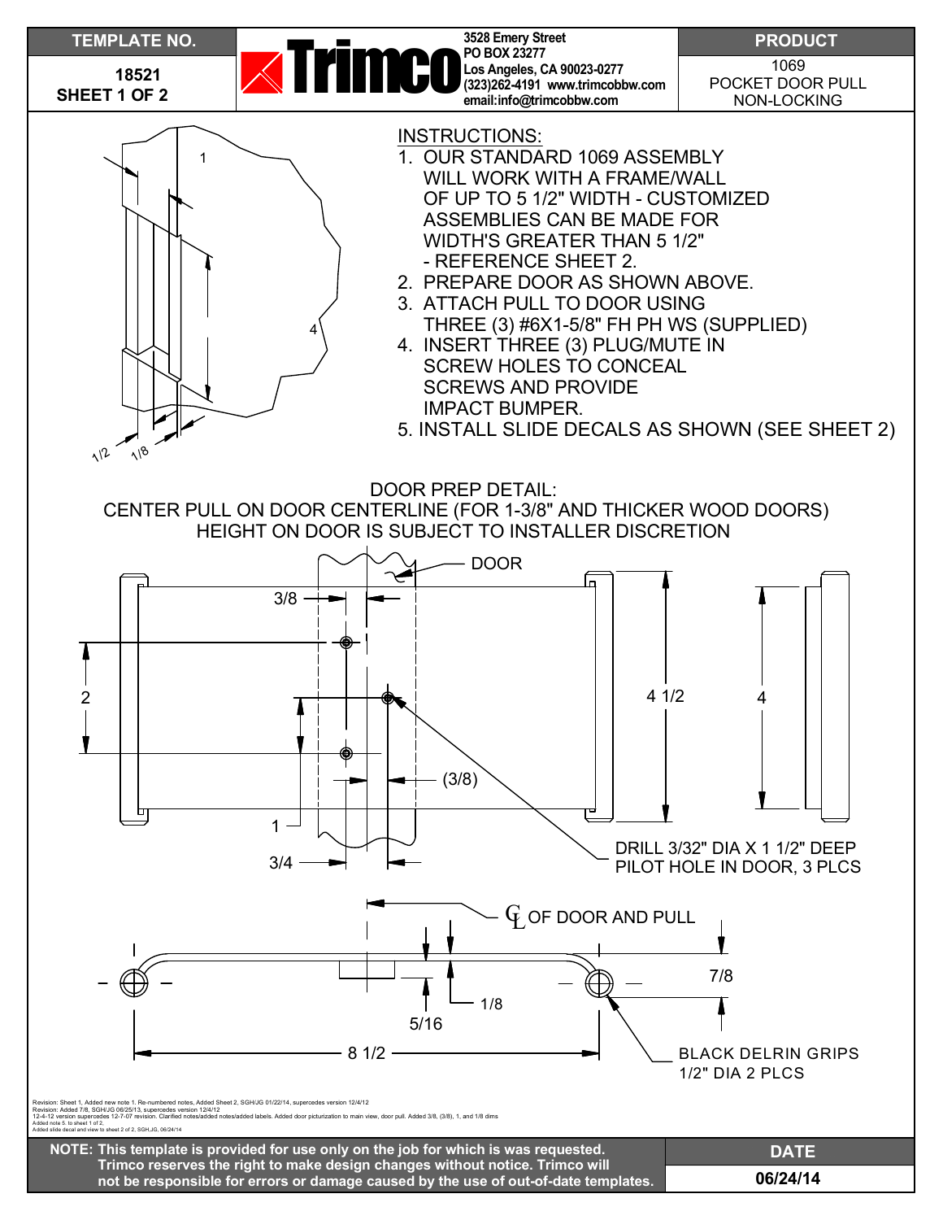| TEMPLATE NO. | Trimco | PRODUCT |
| --- | --- | --- |
| 18521 SHEET 1 OF 2 | 3528 Emery Street PO BOX 23277 Los Angeles, CA 90023-0277 (323)262-4191 www.trimcobbw.com email:info@trimcobbw.com | 1069 POCKET DOOR PULL NON-LOCKING |

1
4
1/2
1/8

INSTRUCTIONS:

1. OUR STANDARD 1069 ASSEMBLY WILL WORK WITH A FRAME/WALL OF UP TO 5 1/2" WIDTH - CUSTOMIZED ASSEMBLIES CAN BE MADE FOR WIDTH'S GREATER THAN 5 1/2" - REFERENCE SHEET 2.
2. PREPARE DOOR AS SHOWN ABOVE.
3. ATTACH PULL TO DOOR USING THREE (3) #6X1-5/8" FH PH WS (SUPPLIED)
4. INSERT THREE (3) PLUG/MUTE IN SCREW HOLES TO CONCEAL SCREWS AND PROVIDE IMPACT BUMPER.
5. INSTALL SLIDE DECALS AS SHOWN (SEE SHEET 2)

DOOR PREP DETAIL:
CENTER PULL ON DOOR CENTERLINE (FOR 1-3/8" AND THICKER WOOD DOORS)
HEIGHT ON DOOR IS SUBJECT TO INSTALLER DISCRETION

DOOR
3/8
2
1
3/4
(3/8)
4 1/2
4
DRILL 3/32" DIA X 1 1/2" DEEP PILOT HOLE IN DOOR, 3 PLCS

℄ OF DOOR AND PULL
7/8
1/8
5/16
8 1/2
BLACK DELRIN GRIPS 1/2" DIA 2 PLCS

Revision: Sheet 1, Added new note 1. Re-numbered notes, Added Sheet 2, SGH/JG 01/22/14, supercedes version 12/4/12
Revision: Added 7/8, SGH/JG 06/25/13, supercedes version 12/4/12
12-4-12 version supercedes 12-7-07 revision. Clarified notes/added notes/added labels. Added door picturization to main view, door pull. Added 3/8, (3/8), 1, and 1/8 dims
Added note 5. to sheet 1 of 2.
Added slide decal and view to sheet 2 of 2, SGH,JG, 06/24/14

**NOTE: This template is provided for use only on the job for which is was requested. Trimco reserves the right to make design changes without notice. Trimco will not be responsible for errors or damage caused by the use of out-of-date templates.**

| DATE |
| --- |
| 06/24/14 |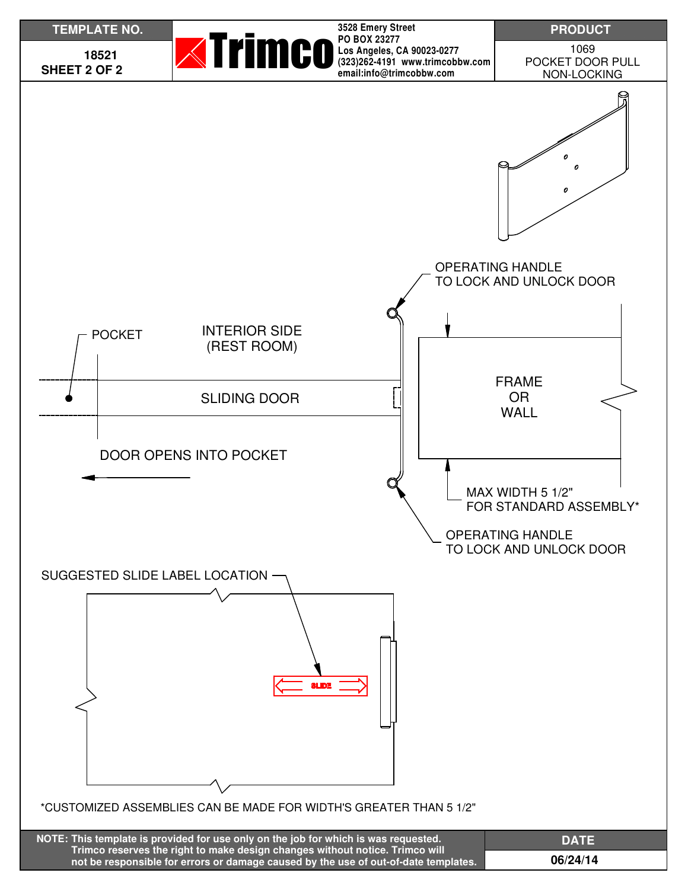| TEMPLATE NO. | Trimco | PRODUCT |
| --- | --- | --- |
| 18521<br>SHEET 2 OF 2 | 3528 Emery Street<br>PO BOX 23277<br>Los Angeles, CA 90023-0277<br>(323)262-4191 www.trimcobbw.com<br>email:info@trimcobbw.com | 1069<br>POCKET DOOR PULL<br>NON-LOCKING |

OPERATING HANDLE
TO LOCK AND UNLOCK DOOR

POCKET

INTERIOR SIDE
(REST ROOM)

SLIDING DOOR

FRAME
OR
WALL

DOOR OPENS INTO POCKET

MAX WIDTH 5 1/2"
FOR STANDARD ASSEMBLY*

OPERATING HANDLE
TO LOCK AND UNLOCK DOOR

SUGGESTED SLIDE LABEL LOCATION

SLIDE

*CUSTOMIZED ASSEMBLIES CAN BE MADE FOR WIDTH'S GREATER THAN 5 1/2"

**NOTE: This template is provided for use only on the job for which is was requested. Trimco reserves the right to make design changes without notice. Trimco will not be responsible for errors or damage caused by the use of out-of-date templates.**

| DATE |
| --- |
| 06/24/14 |